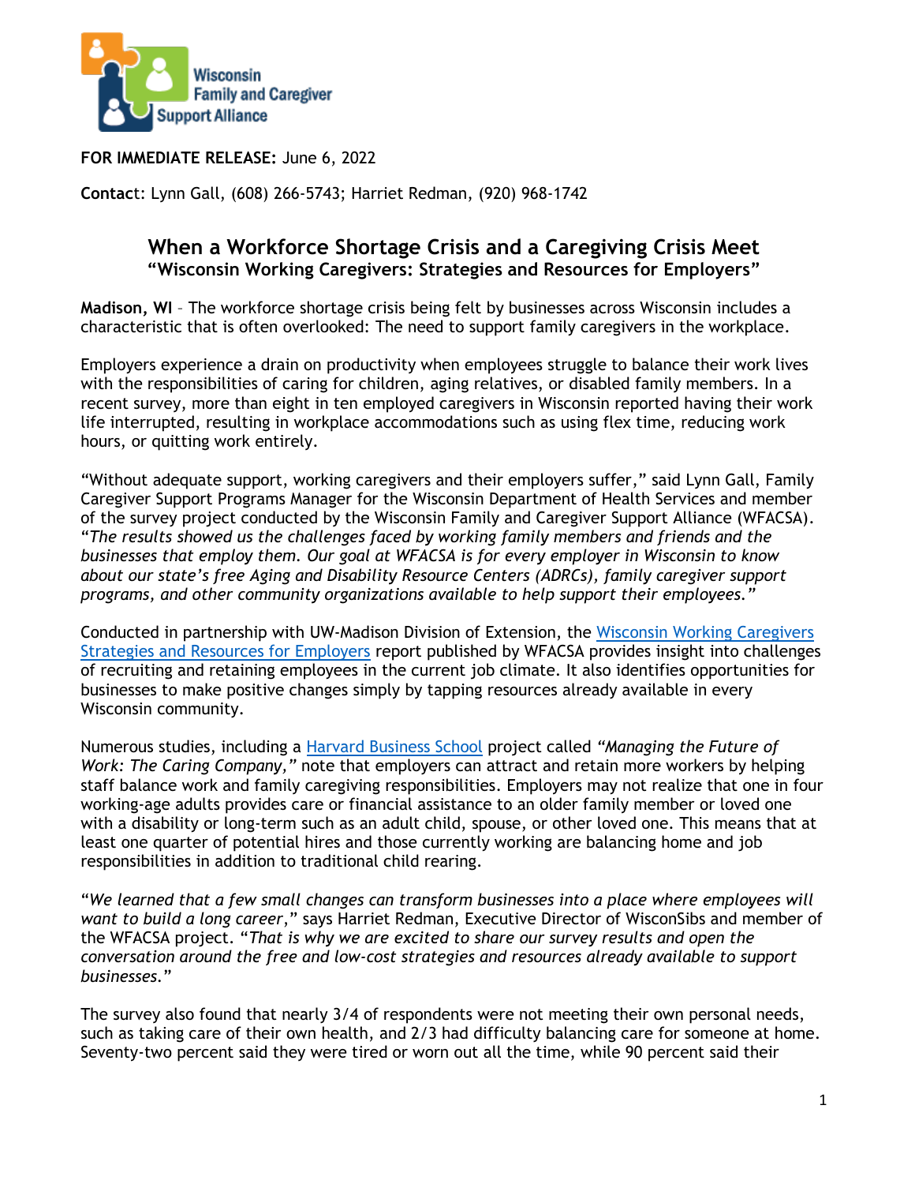Wisconsin Family and Caregiver Support Alliance

**FOR IMMEDIATE RELEASE:** June 6, 2022

**Contact**: Lynn Gall, (608) 266-5743; Harriet Redman, (920) 968-1742

## When a Workforce Shortage Crisis and a Caregiving Crisis Meet

### "Wisconsin Working Caregivers: Strategies and Resources for Employers"

**Madison, WI** – The workforce shortage crisis being felt by businesses across Wisconsin includes a characteristic that is often overlooked: The need to support family caregivers in the workplace.

Employers experience a drain on productivity when employees struggle to balance their work lives with the responsibilities of caring for children, aging relatives, or disabled family members. In a recent survey, more than eight in ten employed caregivers in Wisconsin reported having their work life interrupted, resulting in workplace accommodations such as using flex time, reducing work hours, or quitting work entirely.

"Without adequate support, working caregivers and their employers suffer," said Lynn Gall, Family Caregiver Support Programs Manager for the Wisconsin Department of Health Services and member of the survey project conducted by the Wisconsin Family and Caregiver Support Alliance (WFACSA). "*The results showed us the challenges faced by working family members and friends and the businesses that employ them. Our goal at WFACSA is for every employer in Wisconsin to know about our state's free Aging and Disability Resource Centers (ADRCs), family caregiver support programs, and other community organizations available to help support their employees.*"

Conducted in partnership with UW-Madison Division of Extension, the Wisconsin Working Caregivers Strategies and Resources for Employers report published by WFACSA provides insight into challenges of recruiting and retaining employees in the current job climate. It also identifies opportunities for businesses to make positive changes simply by tapping resources already available in every Wisconsin community.

Numerous studies, including a Harvard Business School project called *"Managing the Future of Work: The Caring Company,"* note that employers can attract and retain more workers by helping staff balance work and family caregiving responsibilities. Employers may not realize that one in four working-age adults provides care or financial assistance to an older family member or loved one with a disability or long-term such as an adult child, spouse, or other loved one. This means that at least one quarter of potential hires and those currently working are balancing home and job responsibilities in addition to traditional child rearing.

"*We learned that a few small changes can transform businesses into a place where employees will want to build a long career*," says Harriet Redman, Executive Director of WisconSibs and member of the WFACSA project. "*That is why we are excited to share our survey results and open the conversation around the free and low-cost strategies and resources already available to support businesses.*"

The survey also found that nearly 3/4 of respondents were not meeting their own personal needs, such as taking care of their own health, and 2/3 had difficulty balancing care for someone at home. Seventy-two percent said they were tired or worn out all the time, while 90 percent said their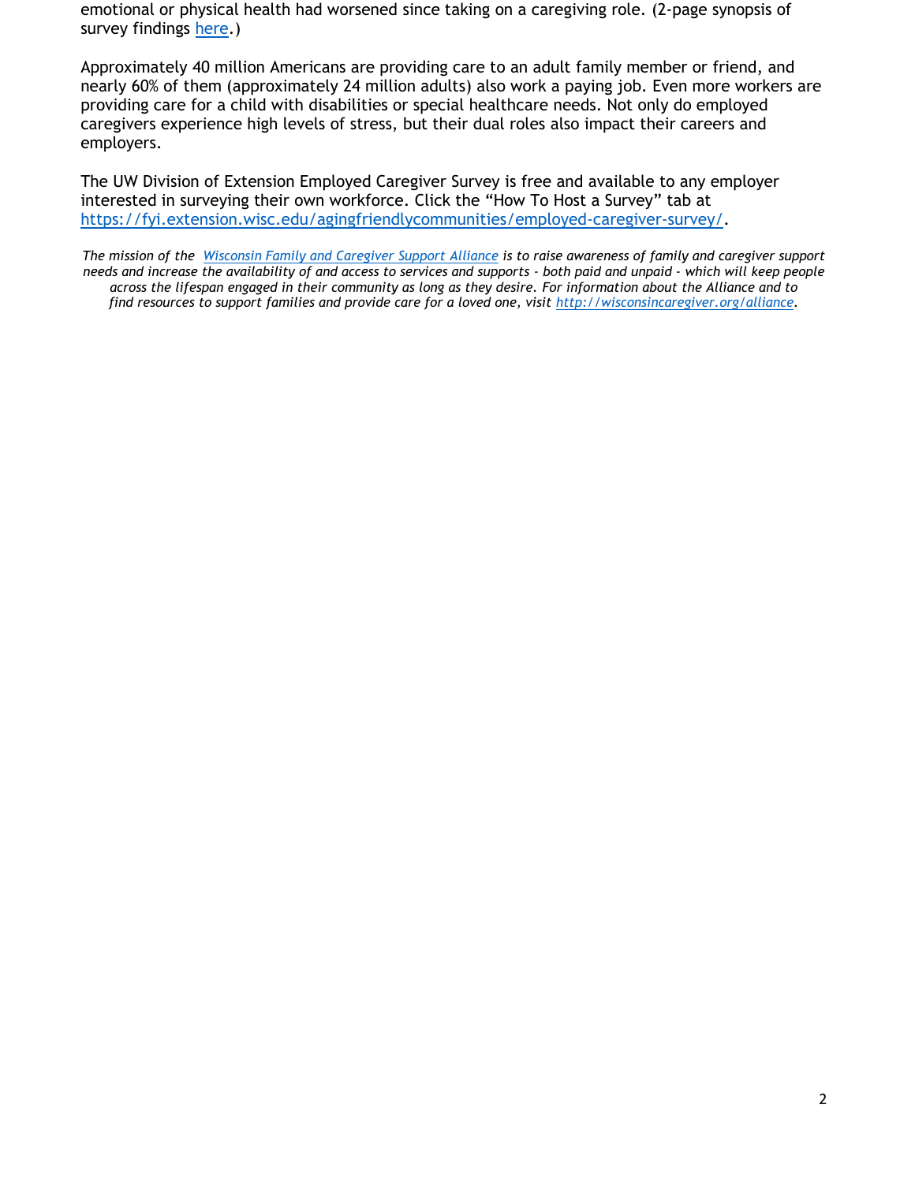emotional or physical health had worsened since taking on a caregiving role. (2-page synopsis of survey findings [here](#).)

Approximately 40 million Americans are providing care to an adult family member or friend, and nearly 60% of them (approximately 24 million adults) also work a paying job. Even more workers are providing care for a child with disabilities or special healthcare needs. Not only do employed caregivers experience high levels of stress, but their dual roles also impact their careers and employers.

The UW Division of Extension Employed Caregiver Survey is free and available to any employer interested in surveying their own workforce. Click the "How To Host a Survey" tab at [https://fyi.extension.wisc.edu/agingfriendlycommunities/employed-caregiver-survey/](https://fyi.extension.wisc.edu/agingfriendlycommunities/employed-caregiver-survey/).

*The mission of the [Wisconsin Family and Caregiver Support Alliance](http://wisconsincaregiver.org/alliance) is to raise awareness of family and caregiver support needs and increase the availability of and access to services and supports - both paid and unpaid - which will keep people across the lifespan engaged in their community as long as they desire. For information about the Alliance and to find resources to support families and provide care for a loved one, visit [http://wisconsincaregiver.org/alliance](http://wisconsincaregiver.org/alliance).*